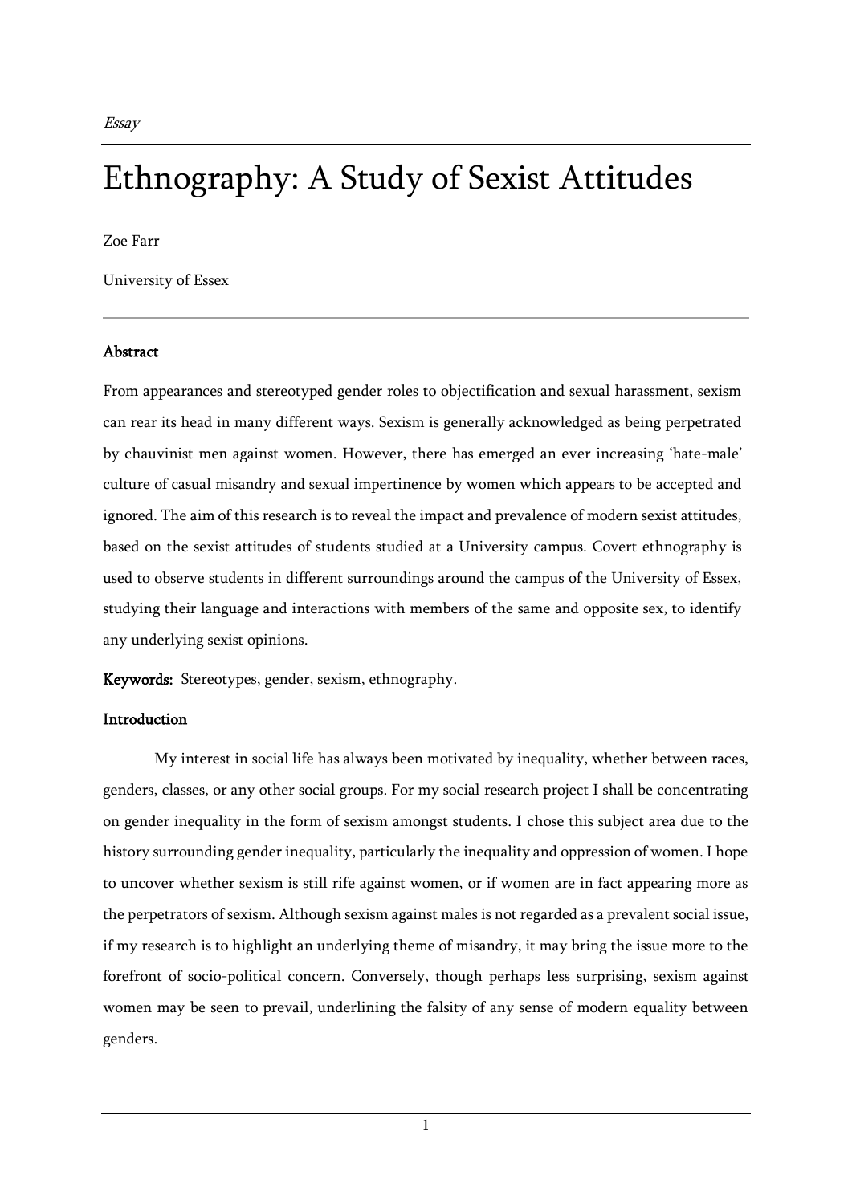*Essay*

# Ethnography: A Study of Sexist Attitudes

Zoe Farr

University of Essex

**Abstract**

From appearances and stereotyped gender roles to objectification and sexual harassment, sexism can rear its head in many different ways. Sexism is generally acknowledged as being perpetrated by chauvinist men against women. However, there has emerged an ever increasing 'hate-male' culture of casual misandry and sexual impertinence by women which appears to be accepted and ignored. The aim of this research is to reveal the impact and prevalence of modern sexist attitudes, based on the sexist attitudes of students studied at a University campus. Covert ethnography is used to observe students in different surroundings around the campus of the University of Essex, studying their language and interactions with members of the same and opposite sex, to identify any underlying sexist opinions.

**Keywords:** Stereotypes, gender, sexism, ethnography.

**Introduction**

My interest in social life has always been motivated by inequality, whether between races, genders, classes, or any other social groups. For my social research project I shall be concentrating on gender inequality in the form of sexism amongst students. I chose this subject area due to the history surrounding gender inequality, particularly the inequality and oppression of women. I hope to uncover whether sexism is still rife against women, or if women are in fact appearing more as the perpetrators of sexism. Although sexism against males is not regarded as a prevalent social issue, if my research is to highlight an underlying theme of misandry, it may bring the issue more to the forefront of socio-political concern. Conversely, though perhaps less surprising, sexism against women may be seen to prevail, underlining the falsity of any sense of modern equality between genders.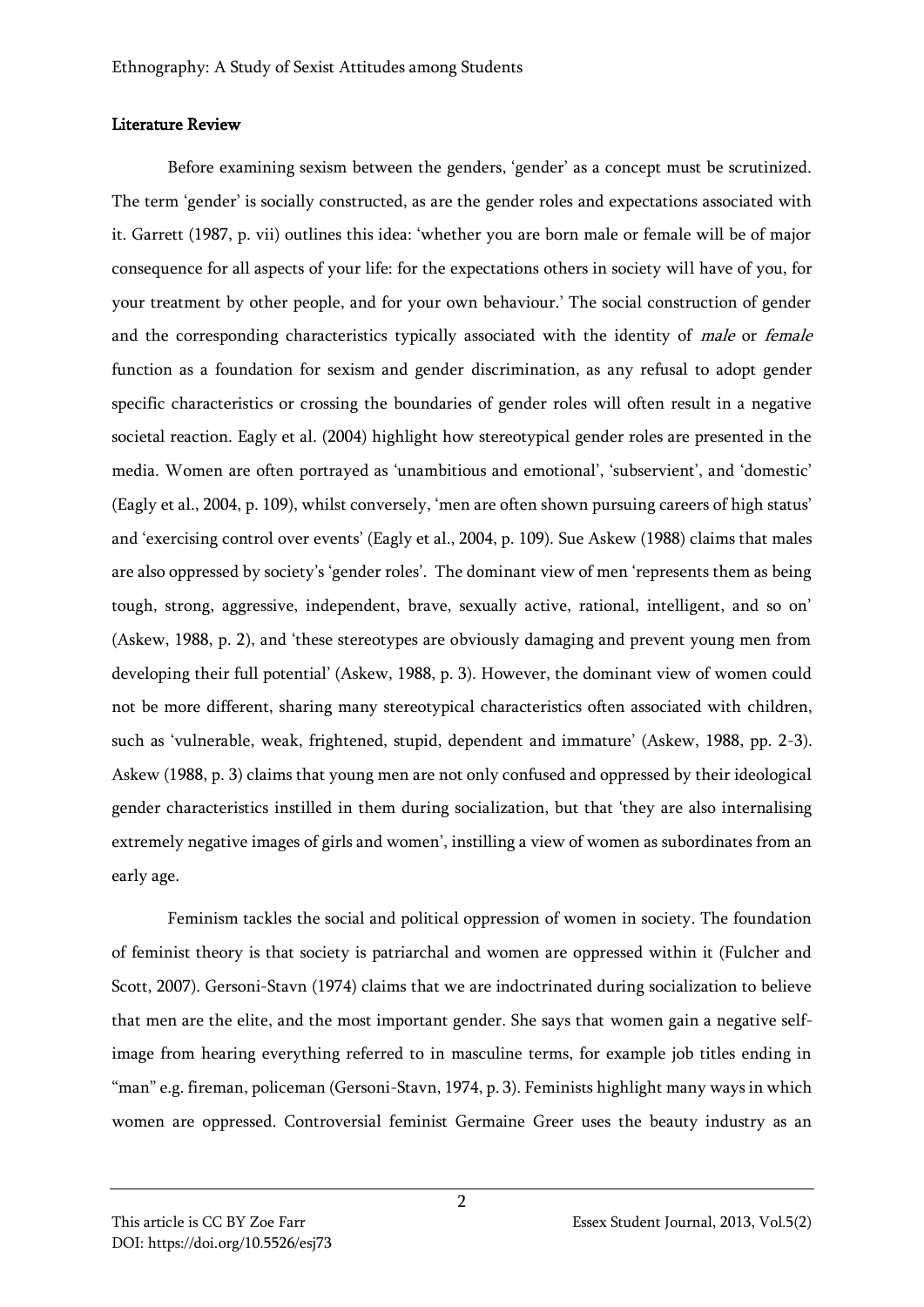## Literature Review

Before examining sexism between the genders, 'gender' as a concept must be scrutinized. The term 'gender' is socially constructed, as are the gender roles and expectations associated with it. Garrett (1987, p. vii) outlines this idea: 'whether you are born male or female will be of major consequence for all aspects of your life: for the expectations others in society will have of you, for your treatment by other people, and for your own behaviour.' The social construction of gender and the corresponding characteristics typically associated with the identity of *male* or *female* function as a foundation for sexism and gender discrimination, as any refusal to adopt gender specific characteristics or crossing the boundaries of gender roles will often result in a negative societal reaction. Eagly et al. (2004) highlight how stereotypical gender roles are presented in the media. Women are often portrayed as 'unambitious and emotional', 'subservient', and 'domestic' (Eagly et al., 2004, p. 109), whilst conversely, 'men are often shown pursuing careers of high status' and 'exercising control over events' (Eagly et al., 2004, p. 109). Sue Askew (1988) claims that males are also oppressed by society's 'gender roles'. The dominant view of men 'represents them as being tough, strong, aggressive, independent, brave, sexually active, rational, intelligent, and so on' (Askew, 1988, p. 2), and 'these stereotypes are obviously damaging and prevent young men from developing their full potential' (Askew, 1988, p. 3). However, the dominant view of women could not be more different, sharing many stereotypical characteristics often associated with children, such as 'vulnerable, weak, frightened, stupid, dependent and immature' (Askew, 1988, pp. 2-3). Askew (1988, p. 3) claims that young men are not only confused and oppressed by their ideological gender characteristics instilled in them during socialization, but that 'they are also internalising extremely negative images of girls and women', instilling a view of women as subordinates from an early age.

Feminism tackles the social and political oppression of women in society. The foundation of feminist theory is that society is patriarchal and women are oppressed within it (Fulcher and Scott, 2007). Gersoni-Stavn (1974) claims that we are indoctrinated during socialization to believe that men are the elite, and the most important gender. She says that women gain a negative self-image from hearing everything referred to in masculine terms, for example job titles ending in "man" e.g. fireman, policeman (Gersoni-Stavn, 1974, p. 3). Feminists highlight many ways in which women are oppressed. Controversial feminist Germaine Greer uses the beauty industry as an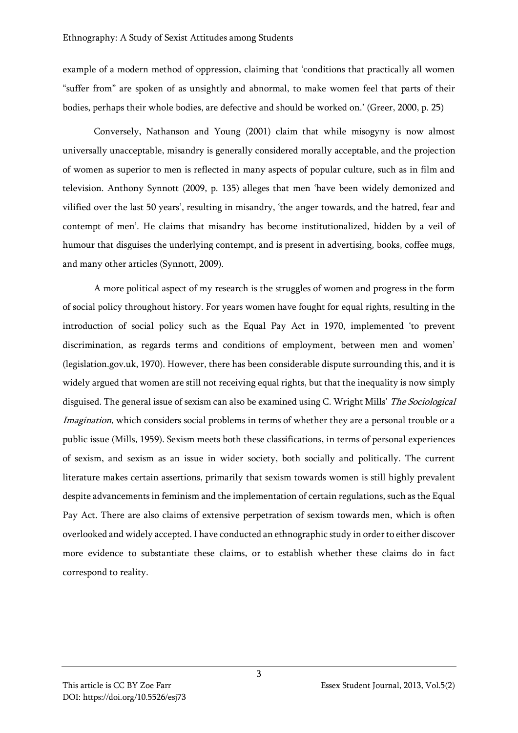example of a modern method of oppression, claiming that 'conditions that practically all women "suffer from" are spoken of as unsightly and abnormal, to make women feel that parts of their bodies, perhaps their whole bodies, are defective and should be worked on.' (Greer, 2000, p. 25)

Conversely, Nathanson and Young (2001) claim that while misogyny is now almost universally unacceptable, misandry is generally considered morally acceptable, and the projection of women as superior to men is reflected in many aspects of popular culture, such as in film and television. Anthony Synnott (2009, p. 135) alleges that men 'have been widely demonized and vilified over the last 50 years', resulting in misandry, 'the anger towards, and the hatred, fear and contempt of men'. He claims that misandry has become institutionalized, hidden by a veil of humour that disguises the underlying contempt, and is present in advertising, books, coffee mugs, and many other articles (Synnott, 2009).

A more political aspect of my research is the struggles of women and progress in the form of social policy throughout history. For years women have fought for equal rights, resulting in the introduction of social policy such as the Equal Pay Act in 1970, implemented 'to prevent discrimination, as regards terms and conditions of employment, between men and women' (legislation.gov.uk, 1970). However, there has been considerable dispute surrounding this, and it is widely argued that women are still not receiving equal rights, but that the inequality is now simply disguised. The general issue of sexism can also be examined using C. Wright Mills' *The Sociological Imagination*, which considers social problems in terms of whether they are a personal trouble or a public issue (Mills, 1959). Sexism meets both these classifications, in terms of personal experiences of sexism, and sexism as an issue in wider society, both socially and politically. The current literature makes certain assertions, primarily that sexism towards women is still highly prevalent despite advancements in feminism and the implementation of certain regulations, such as the Equal Pay Act. There are also claims of extensive perpetration of sexism towards men, which is often overlooked and widely accepted. I have conducted an ethnographic study in order to either discover more evidence to substantiate these claims, or to establish whether these claims do in fact correspond to reality.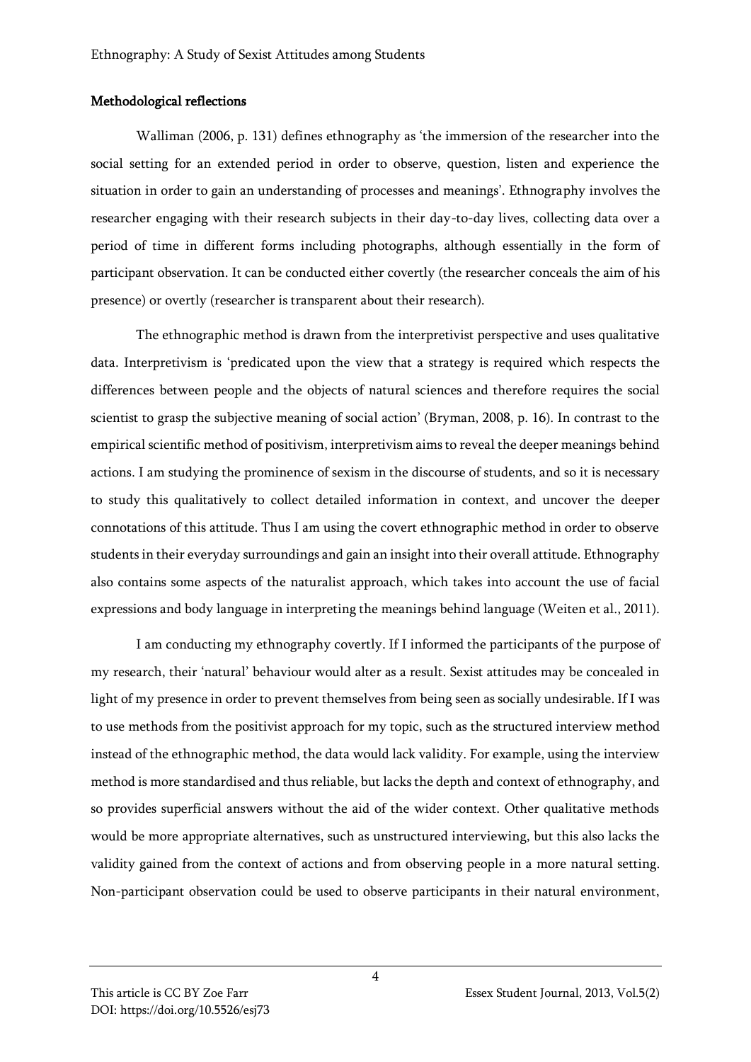### Methodological reflections

Walliman (2006, p. 131) defines ethnography as 'the immersion of the researcher into the social setting for an extended period in order to observe, question, listen and experience the situation in order to gain an understanding of processes and meanings'. Ethnography involves the researcher engaging with their research subjects in their day-to-day lives, collecting data over a period of time in different forms including photographs, although essentially in the form of participant observation. It can be conducted either covertly (the researcher conceals the aim of his presence) or overtly (researcher is transparent about their research).

The ethnographic method is drawn from the interpretivist perspective and uses qualitative data. Interpretivism is 'predicated upon the view that a strategy is required which respects the differences between people and the objects of natural sciences and therefore requires the social scientist to grasp the subjective meaning of social action' (Bryman, 2008, p. 16). In contrast to the empirical scientific method of positivism, interpretivism aims to reveal the deeper meanings behind actions. I am studying the prominence of sexism in the discourse of students, and so it is necessary to study this qualitatively to collect detailed information in context, and uncover the deeper connotations of this attitude. Thus I am using the covert ethnographic method in order to observe students in their everyday surroundings and gain an insight into their overall attitude. Ethnography also contains some aspects of the naturalist approach, which takes into account the use of facial expressions and body language in interpreting the meanings behind language (Weiten et al., 2011).

I am conducting my ethnography covertly. If I informed the participants of the purpose of my research, their 'natural' behaviour would alter as a result. Sexist attitudes may be concealed in light of my presence in order to prevent themselves from being seen as socially undesirable. If I was to use methods from the positivist approach for my topic, such as the structured interview method instead of the ethnographic method, the data would lack validity. For example, using the interview method is more standardised and thus reliable, but lacks the depth and context of ethnography, and so provides superficial answers without the aid of the wider context. Other qualitative methods would be more appropriate alternatives, such as unstructured interviewing, but this also lacks the validity gained from the context of actions and from observing people in a more natural setting. Non-participant observation could be used to observe participants in their natural environment,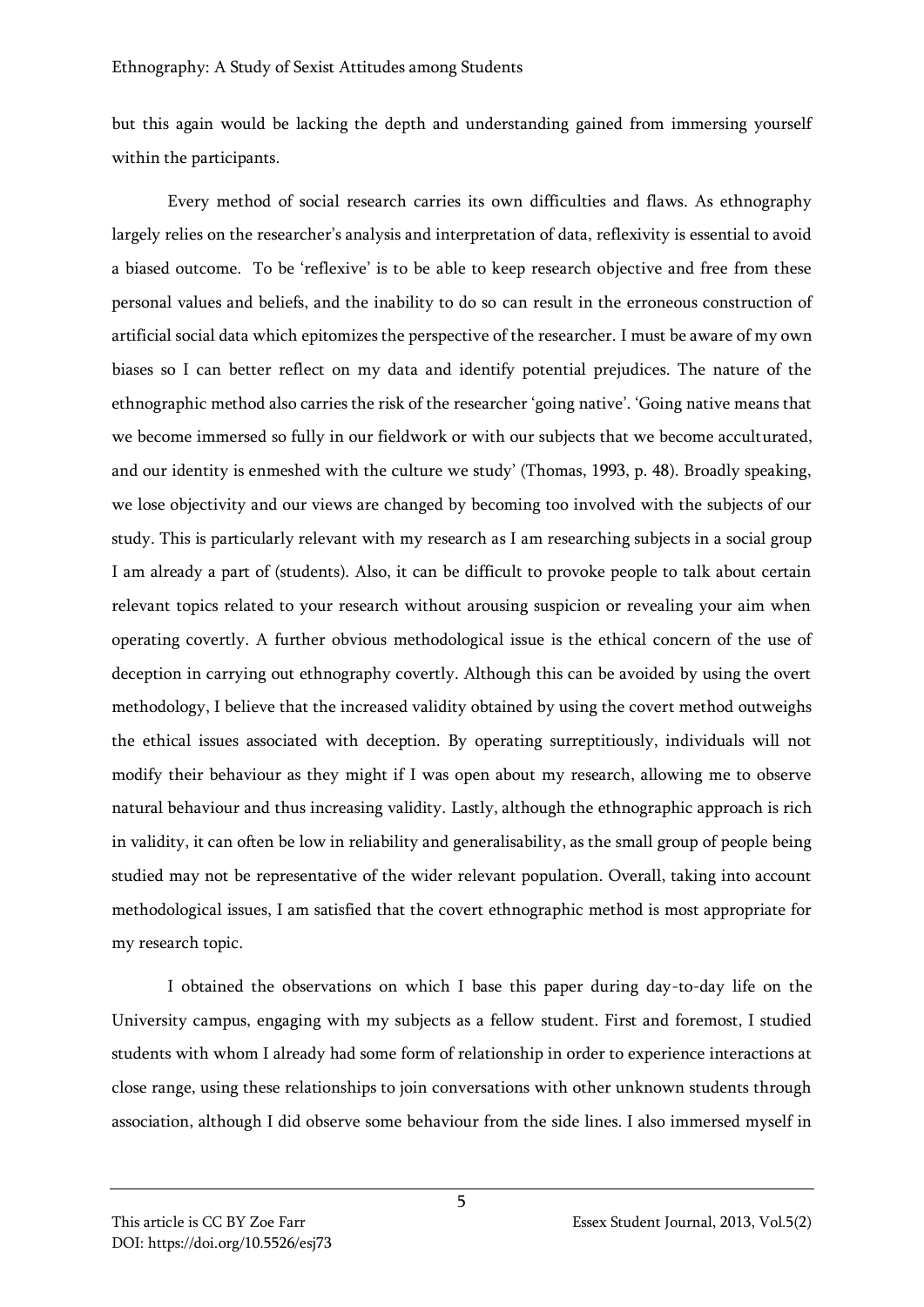but this again would be lacking the depth and understanding gained from immersing yourself within the participants.

Every method of social research carries its own difficulties and flaws. As ethnography largely relies on the researcher's analysis and interpretation of data, reflexivity is essential to avoid a biased outcome. To be 'reflexive' is to be able to keep research objective and free from these personal values and beliefs, and the inability to do so can result in the erroneous construction of artificial social data which epitomizes the perspective of the researcher. I must be aware of my own biases so I can better reflect on my data and identify potential prejudices. The nature of the ethnographic method also carries the risk of the researcher 'going native'. 'Going native means that we become immersed so fully in our fieldwork or with our subjects that we become acculturated, and our identity is enmeshed with the culture we study' (Thomas, 1993, p. 48). Broadly speaking, we lose objectivity and our views are changed by becoming too involved with the subjects of our study. This is particularly relevant with my research as I am researching subjects in a social group I am already a part of (students). Also, it can be difficult to provoke people to talk about certain relevant topics related to your research without arousing suspicion or revealing your aim when operating covertly. A further obvious methodological issue is the ethical concern of the use of deception in carrying out ethnography covertly. Although this can be avoided by using the overt methodology, I believe that the increased validity obtained by using the covert method outweighs the ethical issues associated with deception. By operating surreptitiously, individuals will not modify their behaviour as they might if I was open about my research, allowing me to observe natural behaviour and thus increasing validity. Lastly, although the ethnographic approach is rich in validity, it can often be low in reliability and generalisability, as the small group of people being studied may not be representative of the wider relevant population. Overall, taking into account methodological issues, I am satisfied that the covert ethnographic method is most appropriate for my research topic.

I obtained the observations on which I base this paper during day-to-day life on the University campus, engaging with my subjects as a fellow student. First and foremost, I studied students with whom I already had some form of relationship in order to experience interactions at close range, using these relationships to join conversations with other unknown students through association, although I did observe some behaviour from the side lines. I also immersed myself in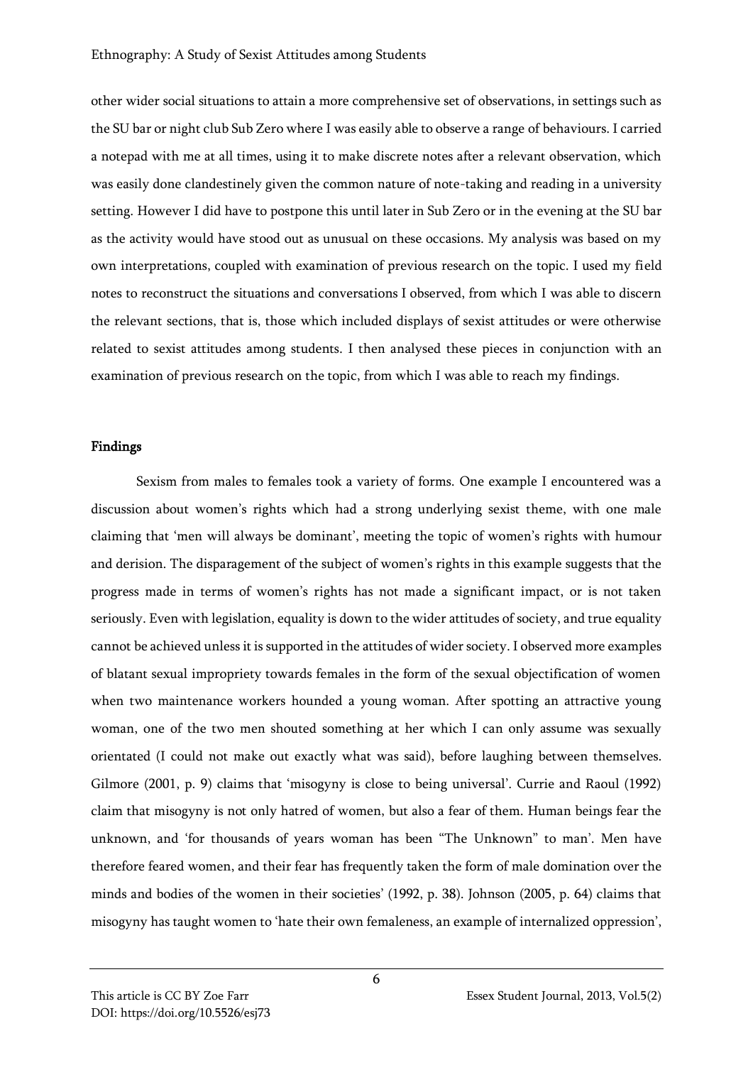other wider social situations to attain a more comprehensive set of observations, in settings such as the SU bar or night club Sub Zero where I was easily able to observe a range of behaviours. I carried a notepad with me at all times, using it to make discrete notes after a relevant observation, which was easily done clandestinely given the common nature of note-taking and reading in a university setting. However I did have to postpone this until later in Sub Zero or in the evening at the SU bar as the activity would have stood out as unusual on these occasions. My analysis was based on my own interpretations, coupled with examination of previous research on the topic. I used my field notes to reconstruct the situations and conversations I observed, from which I was able to discern the relevant sections, that is, those which included displays of sexist attitudes or were otherwise related to sexist attitudes among students. I then analysed these pieces in conjunction with an examination of previous research on the topic, from which I was able to reach my findings.

## Findings

Sexism from males to females took a variety of forms. One example I encountered was a discussion about women's rights which had a strong underlying sexist theme, with one male claiming that 'men will always be dominant', meeting the topic of women's rights with humour and derision. The disparagement of the subject of women's rights in this example suggests that the progress made in terms of women's rights has not made a significant impact, or is not taken seriously. Even with legislation, equality is down to the wider attitudes of society, and true equality cannot be achieved unless it is supported in the attitudes of wider society. I observed more examples of blatant sexual impropriety towards females in the form of the sexual objectification of women when two maintenance workers hounded a young woman. After spotting an attractive young woman, one of the two men shouted something at her which I can only assume was sexually orientated (I could not make out exactly what was said), before laughing between themselves. Gilmore (2001, p. 9) claims that 'misogyny is close to being universal'. Currie and Raoul (1992) claim that misogyny is not only hatred of women, but also a fear of them. Human beings fear the unknown, and 'for thousands of years woman has been "The Unknown" to man'. Men have therefore feared women, and their fear has frequently taken the form of male domination over the minds and bodies of the women in their societies' (1992, p. 38). Johnson (2005, p. 64) claims that misogyny has taught women to 'hate their own femaleness, an example of internalized oppression',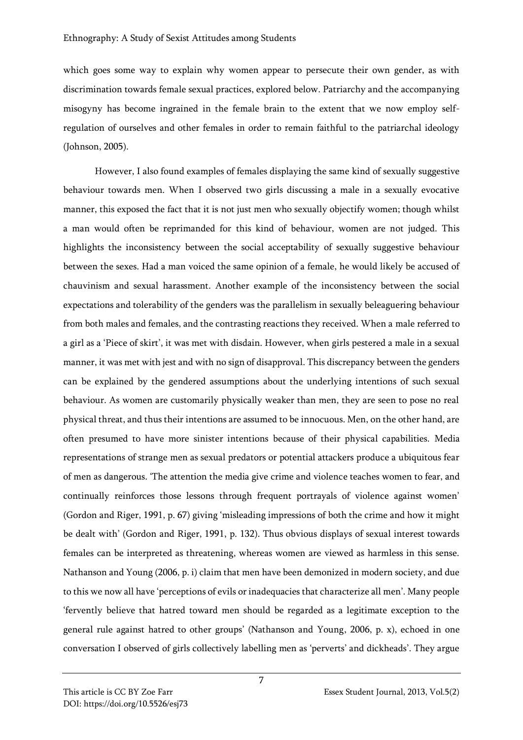which goes some way to explain why women appear to persecute their own gender, as with discrimination towards female sexual practices, explored below. Patriarchy and the accompanying misogyny has become ingrained in the female brain to the extent that we now employ self-regulation of ourselves and other females in order to remain faithful to the patriarchal ideology (Johnson, 2005).

However, I also found examples of females displaying the same kind of sexually suggestive behaviour towards men. When I observed two girls discussing a male in a sexually evocative manner, this exposed the fact that it is not just men who sexually objectify women; though whilst a man would often be reprimanded for this kind of behaviour, women are not judged. This highlights the inconsistency between the social acceptability of sexually suggestive behaviour between the sexes. Had a man voiced the same opinion of a female, he would likely be accused of chauvinism and sexual harassment. Another example of the inconsistency between the social expectations and tolerability of the genders was the parallelism in sexually beleaguering behaviour from both males and females, and the contrasting reactions they received. When a male referred to a girl as a 'Piece of skirt', it was met with disdain. However, when girls pestered a male in a sexual manner, it was met with jest and with no sign of disapproval. This discrepancy between the genders can be explained by the gendered assumptions about the underlying intentions of such sexual behaviour. As women are customarily physically weaker than men, they are seen to pose no real physical threat, and thus their intentions are assumed to be innocuous. Men, on the other hand, are often presumed to have more sinister intentions because of their physical capabilities. Media representations of strange men as sexual predators or potential attackers produce a ubiquitous fear of men as dangerous. 'The attention the media give crime and violence teaches women to fear, and continually reinforces those lessons through frequent portrayals of violence against women' (Gordon and Riger, 1991, p. 67) giving 'misleading impressions of both the crime and how it might be dealt with' (Gordon and Riger, 1991, p. 132). Thus obvious displays of sexual interest towards females can be interpreted as threatening, whereas women are viewed as harmless in this sense. Nathanson and Young (2006, p. i) claim that men have been demonized in modern society, and due to this we now all have 'perceptions of evils or inadequacies that characterize all men'. Many people 'fervently believe that hatred toward men should be regarded as a legitimate exception to the general rule against hatred to other groups' (Nathanson and Young, 2006, p. x), echoed in one conversation I observed of girls collectively labelling men as 'perverts' and dickheads'. They argue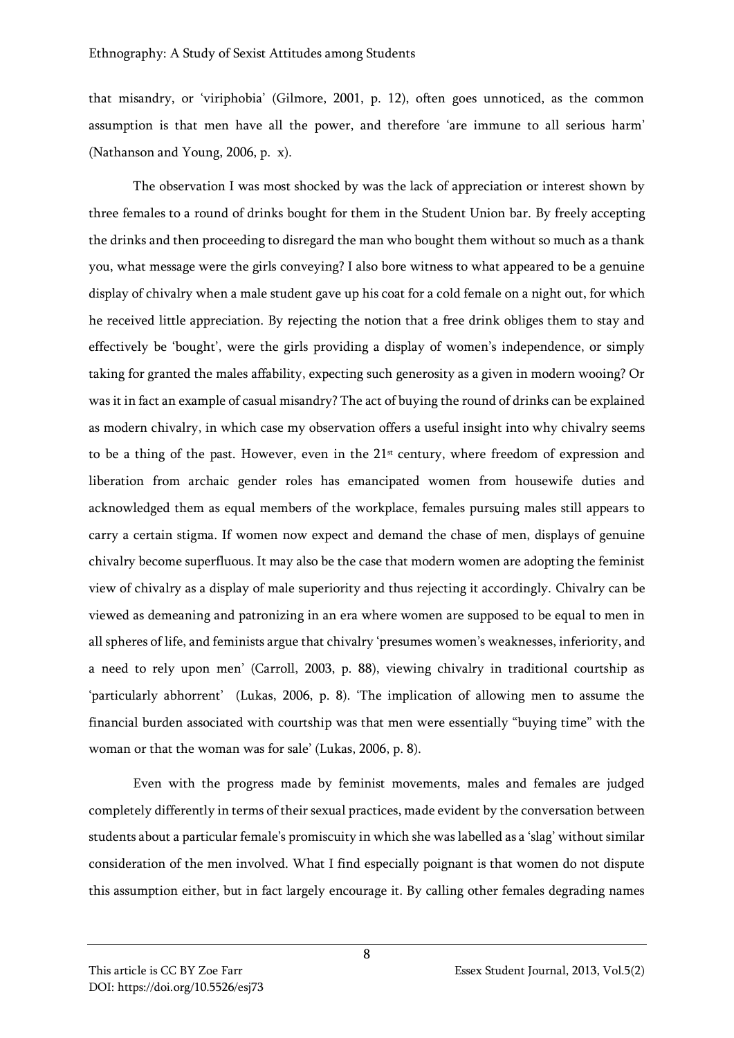that misandry, or 'viriphobia' (Gilmore, 2001, p. 12), often goes unnoticed, as the common assumption is that men have all the power, and therefore 'are immune to all serious harm' (Nathanson and Young, 2006, p. x).

The observation I was most shocked by was the lack of appreciation or interest shown by three females to a round of drinks bought for them in the Student Union bar. By freely accepting the drinks and then proceeding to disregard the man who bought them without so much as a thank you, what message were the girls conveying? I also bore witness to what appeared to be a genuine display of chivalry when a male student gave up his coat for a cold female on a night out, for which he received little appreciation. By rejecting the notion that a free drink obliges them to stay and effectively be 'bought', were the girls providing a display of women's independence, or simply taking for granted the males affability, expecting such generosity as a given in modern wooing? Or was it in fact an example of casual misandry? The act of buying the round of drinks can be explained as modern chivalry, in which case my observation offers a useful insight into why chivalry seems to be a thing of the past. However, even in the 21st century, where freedom of expression and liberation from archaic gender roles has emancipated women from housewife duties and acknowledged them as equal members of the workplace, females pursuing males still appears to carry a certain stigma. If women now expect and demand the chase of men, displays of genuine chivalry become superfluous. It may also be the case that modern women are adopting the feminist view of chivalry as a display of male superiority and thus rejecting it accordingly. Chivalry can be viewed as demeaning and patronizing in an era where women are supposed to be equal to men in all spheres of life, and feminists argue that chivalry 'presumes women's weaknesses, inferiority, and a need to rely upon men' (Carroll, 2003, p. 88), viewing chivalry in traditional courtship as 'particularly abhorrent' (Lukas, 2006, p. 8). 'The implication of allowing men to assume the financial burden associated with courtship was that men were essentially "buying time" with the woman or that the woman was for sale' (Lukas, 2006, p. 8).

Even with the progress made by feminist movements, males and females are judged completely differently in terms of their sexual practices, made evident by the conversation between students about a particular female's promiscuity in which she was labelled as a 'slag' without similar consideration of the men involved. What I find especially poignant is that women do not dispute this assumption either, but in fact largely encourage it. By calling other females degrading names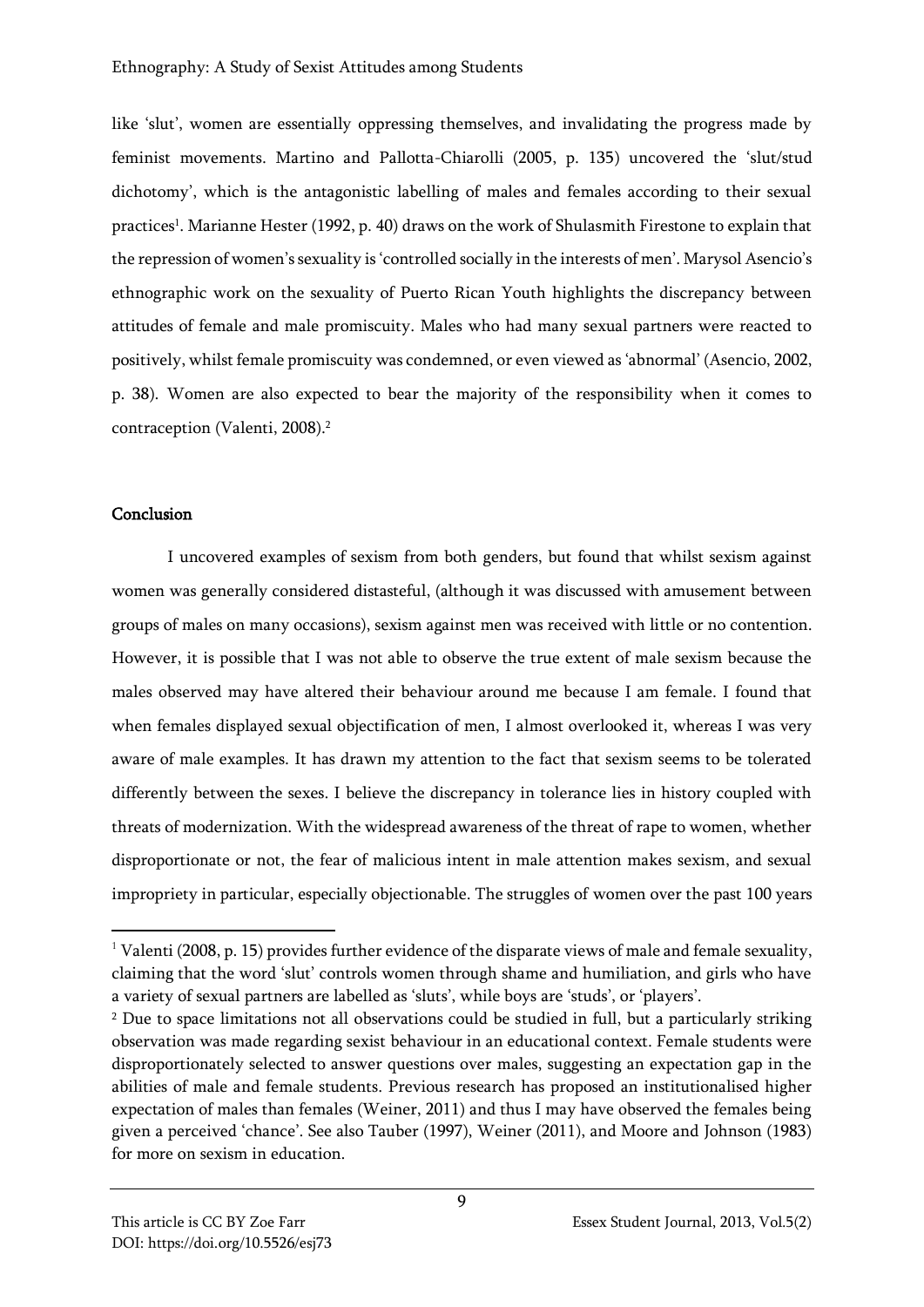like 'slut', women are essentially oppressing themselves, and invalidating the progress made by feminist movements. Martino and Pallotta-Chiarolli (2005, p. 135) uncovered the 'slut/stud dichotomy', which is the antagonistic labelling of males and females according to their sexual practices[1]. Marianne Hester (1992, p. 40) draws on the work of Shulasmith Firestone to explain that the repression of women's sexuality is 'controlled socially in the interests of men'. Marysol Asencio's ethnographic work on the sexuality of Puerto Rican Youth highlights the discrepancy between attitudes of female and male promiscuity. Males who had many sexual partners were reacted to positively, whilst female promiscuity was condemned, or even viewed as 'abnormal' (Asencio, 2002, p. 38). Women are also expected to bear the majority of the responsibility when it comes to contraception (Valenti, 2008).[2]

## Conclusion

I uncovered examples of sexism from both genders, but found that whilst sexism against women was generally considered distasteful, (although it was discussed with amusement between groups of males on many occasions), sexism against men was received with little or no contention. However, it is possible that I was not able to observe the true extent of male sexism because the males observed may have altered their behaviour around me because I am female. I found that when females displayed sexual objectification of men, I almost overlooked it, whereas I was very aware of male examples. It has drawn my attention to the fact that sexism seems to be tolerated differently between the sexes. I believe the discrepancy in tolerance lies in history coupled with threats of modernization. With the widespread awareness of the threat of rape to women, whether disproportionate or not, the fear of malicious intent in male attention makes sexism, and sexual impropriety in particular, especially objectionable. The struggles of women over the past 100 years

[1] Valenti (2008, p. 15) provides further evidence of the disparate views of male and female sexuality, claiming that the word 'slut' controls women through shame and humiliation, and girls who have a variety of sexual partners are labelled as 'sluts', while boys are 'studs', or 'players'.

[2] Due to space limitations not all observations could be studied in full, but a particularly striking observation was made regarding sexist behaviour in an educational context. Female students were disproportionately selected to answer questions over males, suggesting an expectation gap in the abilities of male and female students. Previous research has proposed an institutionalised higher expectation of males than females (Weiner, 2011) and thus I may have observed the females being given a perceived 'chance'. See also Tauber (1997), Weiner (2011), and Moore and Johnson (1983) for more on sexism in education.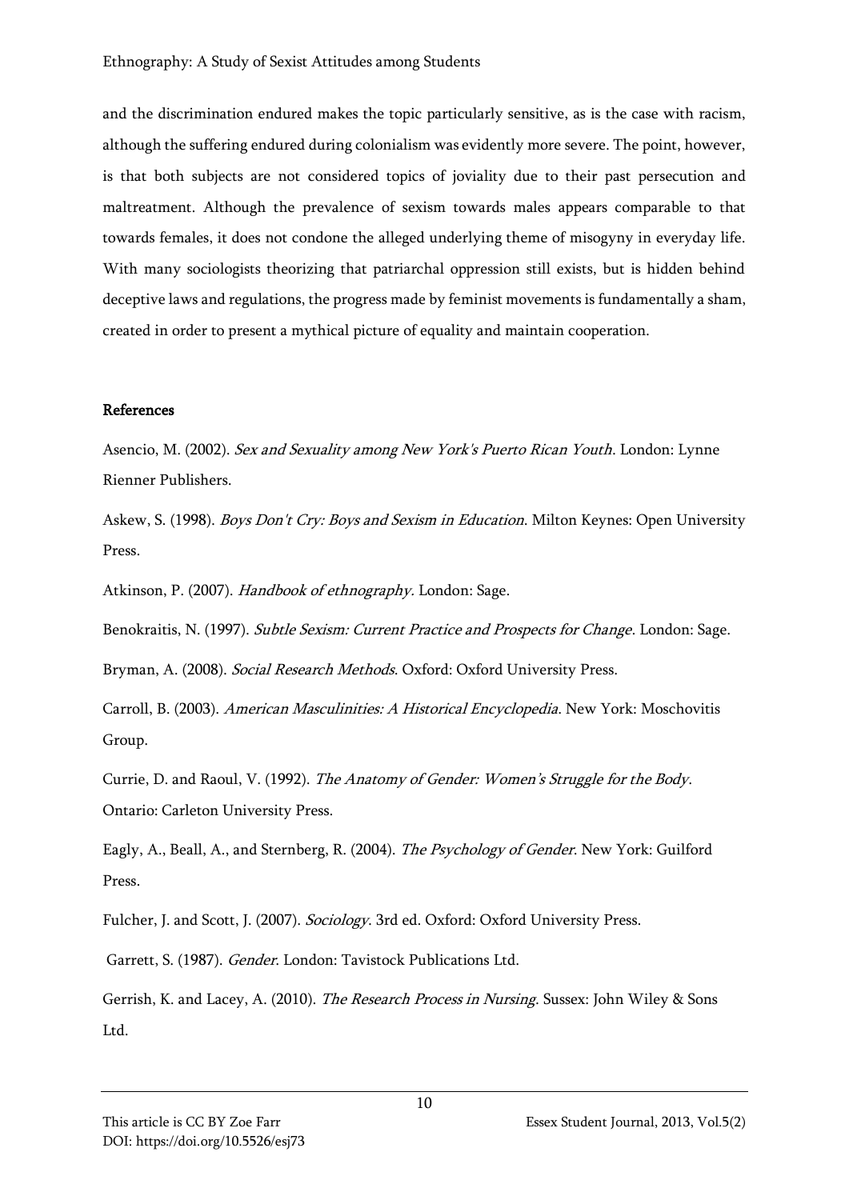and the discrimination endured makes the topic particularly sensitive, as is the case with racism, although the suffering endured during colonialism was evidently more severe. The point, however, is that both subjects are not considered topics of joviality due to their past persecution and maltreatment. Although the prevalence of sexism towards males appears comparable to that towards females, it does not condone the alleged underlying theme of misogyny in everyday life. With many sociologists theorizing that patriarchal oppression still exists, but is hidden behind deceptive laws and regulations, the progress made by feminist movements is fundamentally a sham, created in order to present a mythical picture of equality and maintain cooperation.

## References

Asencio, M. (2002). *Sex and Sexuality among New York's Puerto Rican Youth*. London: Lynne Rienner Publishers.

Askew, S. (1998). *Boys Don't Cry: Boys and Sexism in Education*. Milton Keynes: Open University Press.

Atkinson, P. (2007). *Handbook of ethnography*. London: Sage.

Benokraitis, N. (1997). *Subtle Sexism: Current Practice and Prospects for Change*. London: Sage.

Bryman, A. (2008). *Social Research Methods*. Oxford: Oxford University Press.

Carroll, B. (2003). *American Masculinities: A Historical Encyclopedia*. New York: Moschovitis Group.

Currie, D. and Raoul, V. (1992). *The Anatomy of Gender: Women's Struggle for the Body*. Ontario: Carleton University Press.

Eagly, A., Beall, A., and Sternberg, R. (2004). *The Psychology of Gender*. New York: Guilford Press.

Fulcher, J. and Scott, J. (2007). *Sociology*. 3rd ed. Oxford: Oxford University Press.

Garrett, S. (1987). *Gender*. London: Tavistock Publications Ltd.

Gerrish, K. and Lacey, A. (2010). *The Research Process in Nursing*. Sussex: John Wiley & Sons Ltd.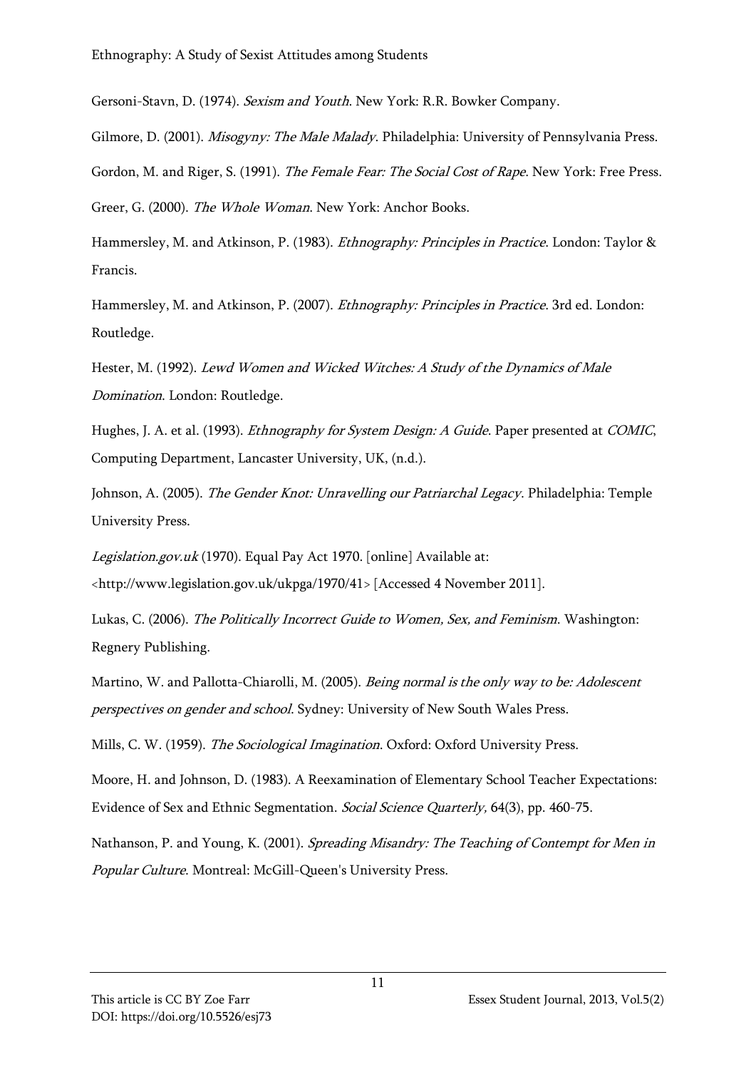Gersoni-Stavn, D. (1974). *Sexism and Youth*. New York: R.R. Bowker Company.

Gilmore, D. (2001). *Misogyny: The Male Malady*. Philadelphia: University of Pennsylvania Press.

Gordon, M. and Riger, S. (1991). *The Female Fear: The Social Cost of Rape*. New York: Free Press.

Greer, G. (2000). *The Whole Woman*. New York: Anchor Books.

Hammersley, M. and Atkinson, P. (1983). *Ethnography: Principles in Practice*. London: Taylor & Francis.

Hammersley, M. and Atkinson, P. (2007). *Ethnography: Principles in Practice*. 3rd ed. London: Routledge.

Hester, M. (1992). *Lewd Women and Wicked Witches: A Study of the Dynamics of Male Domination*. London: Routledge.

Hughes, J. A. et al. (1993). *Ethnography for System Design: A Guide*. Paper presented at *COMIC*, Computing Department, Lancaster University, UK, (n.d.).

Johnson, A. (2005). *The Gender Knot: Unravelling our Patriarchal Legacy*. Philadelphia: Temple University Press.

*Legislation.gov.uk* (1970). Equal Pay Act 1970. [online] Available at: <http://www.legislation.gov.uk/ukpga/1970/41> [Accessed 4 November 2011].

Lukas, C. (2006). *The Politically Incorrect Guide to Women, Sex, and Feminism*. Washington: Regnery Publishing.

Martino, W. and Pallotta-Chiarolli, M. (2005). *Being normal is the only way to be: Adolescent perspectives on gender and school*. Sydney: University of New South Wales Press.

Mills, C. W. (1959). *The Sociological Imagination*. Oxford: Oxford University Press.

Moore, H. and Johnson, D. (1983). A Reexamination of Elementary School Teacher Expectations: Evidence of Sex and Ethnic Segmentation. *Social Science Quarterly,* 64(3), pp. 460-75.

Nathanson, P. and Young, K. (2001). *Spreading Misandry: The Teaching of Contempt for Men in Popular Culture*. Montreal: McGill-Queen's University Press.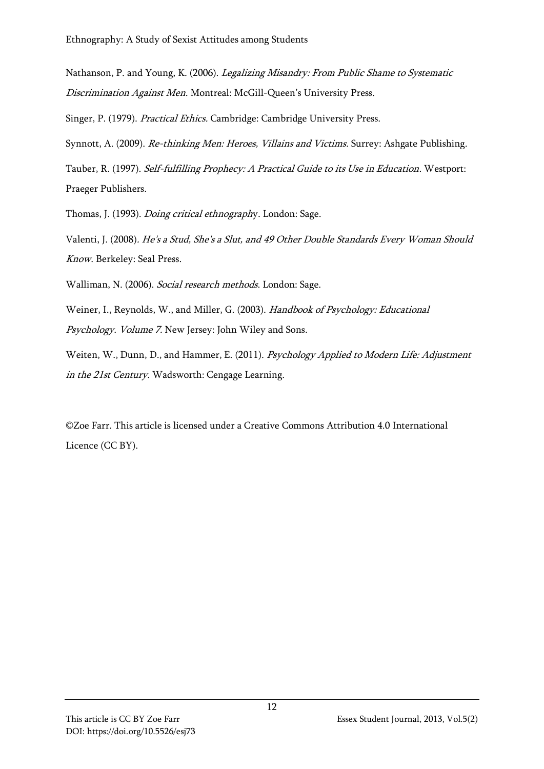Nathanson, P. and Young, K. (2006). *Legalizing Misandry: From Public Shame to Systematic Discrimination Against Men*. Montreal: McGill-Queen's University Press.

Singer, P. (1979). *Practical Ethics*. Cambridge: Cambridge University Press.

Synnott, A. (2009). *Re-thinking Men: Heroes, Villains and Victims*. Surrey: Ashgate Publishing.

Tauber, R. (1997). *Self-fulfilling Prophecy: A Practical Guide to its Use in Education*. Westport: Praeger Publishers.

Thomas, J. (1993). *Doing critical ethnograph*y. London: Sage.

Valenti, J. (2008). *He's a Stud, She's a Slut, and 49 Other Double Standards Every Woman Should Know*. Berkeley: Seal Press.

Walliman, N. (2006). *Social research methods*. London: Sage.

Weiner, I., Reynolds, W., and Miller, G. (2003). *Handbook of Psychology: Educational Psychology*. *Volume 7.* New Jersey: John Wiley and Sons.

Weiten, W., Dunn, D., and Hammer, E. (2011). *Psychology Applied to Modern Life: Adjustment in the 21st Century*. Wadsworth: Cengage Learning.

©Zoe Farr. This article is licensed under a Creative Commons Attribution 4.0 International Licence (CC BY).